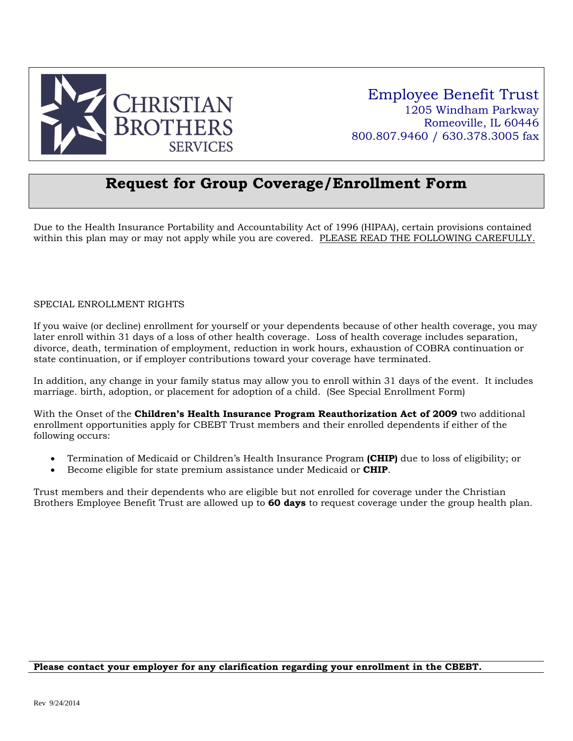CHRISTIAN BROTHERS SERVICES

Employee Benefit Trust
1205 Windham Parkway
Romeoville, IL 60446
800.807.9460 / 630.378.3005 fax

# Request for Group Coverage/Enrollment Form

Due to the Health Insurance Portability and Accountability Act of 1996 (HIPAA), certain provisions contained within this plan may or may not apply while you are covered. PLEASE READ THE FOLLOWING CAREFULLY.

SPECIAL ENROLLMENT RIGHTS

If you waive (or decline) enrollment for yourself or your dependents because of other health coverage, you may later enroll within 31 days of a loss of other health coverage. Loss of health coverage includes separation, divorce, death, termination of employment, reduction in work hours, exhaustion of COBRA continuation or state continuation, or if employer contributions toward your coverage have terminated.

In addition, any change in your family status may allow you to enroll within 31 days of the event. It includes marriage. birth, adoption, or placement for adoption of a child. (See Special Enrollment Form)

With the Onset of the **Children's Health Insurance Program Reauthorization Act of 2009** two additional enrollment opportunities apply for CBEBT Trust members and their enrolled dependents if either of the following occurs:

- Termination of Medicaid or Children's Health Insurance Program **(CHIP)** due to loss of eligibility; or
- Become eligible for state premium assistance under Medicaid or **CHIP**.

Trust members and their dependents who are eligible but not enrolled for coverage under the Christian Brothers Employee Benefit Trust are allowed up to **60 days** to request coverage under the group health plan.

**Please contact your employer for any clarification regarding your enrollment in the CBEBT.**

Rev 9/24/2014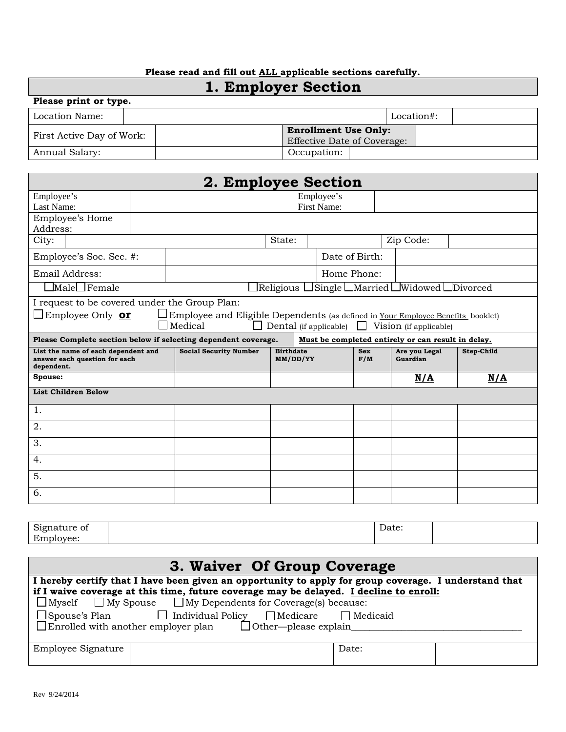**Please read and fill out ALL applicable sections carefully.**

# 1. Employer Section

**Please print or type.**

| Location Name: | | Location#: | |
|---|---|---|---|
| First Active Day of Work: | | **Enrollment Use Only:** Effective Date of Coverage: | |
| Annual Salary: | | Occupation: | |

# 2. Employee Section

| Employee's Last Name: | | Employee's First Name: | |
|---|---|---|---|
| Employee's Home Address: | | | |
| City: | State: | Zip Code: | |
| Employee's Soc. Sec. #: | | Date of Birth: | |
| Email Address: | | Home Phone: | |

☐Male ☐Female ☐Religious ☐Single ☐Married ☐Widowed ☐Divorced

I request to be covered under the Group Plan:

☐Employee Only **or** ☐Employee and Eligible Dependents (as defined in Your Employee Benefits booklet)
☐Medical ☐ Dental (if applicable) ☐ Vision (if applicable)

**Please Complete section below if selecting dependent coverage.** **Must be completed entirely or can result in delay.**

| List the name of each dependent and answer each question for each dependent. | Social Security Number | Birthdate MM/DD/YY | Sex F/M | Are you Legal Guardian | Step-Child |
|---|---|---|---|---|---|
| **Spouse:** | | | | **N/A** | **N/A** |
| **List Children Below** | | | | | |
| 1. | | | | | |
| 2. | | | | | |
| 3. | | | | | |
| 4. | | | | | |
| 5. | | | | | |
| 6. | | | | | |

| Signature of Employee: | | Date: | |
|---|---|---|---|

# 3. Waiver Of Group Coverage

**I hereby certify that I have been given an opportunity to apply for group coverage. I understand that if I waive coverage at this time, future coverage may be delayed. I decline to enroll:**

☐Myself ☐ My Spouse ☐My Dependents for Coverage(s) because:

☐Spouse's Plan ☐ Individual Policy ☐Medicare ☐ Medicaid
☐Enrolled with another employer plan ☐Other—please explain_______________________________________

| Employee Signature | | Date: | |
|---|---|---|---|

Rev 9/24/2014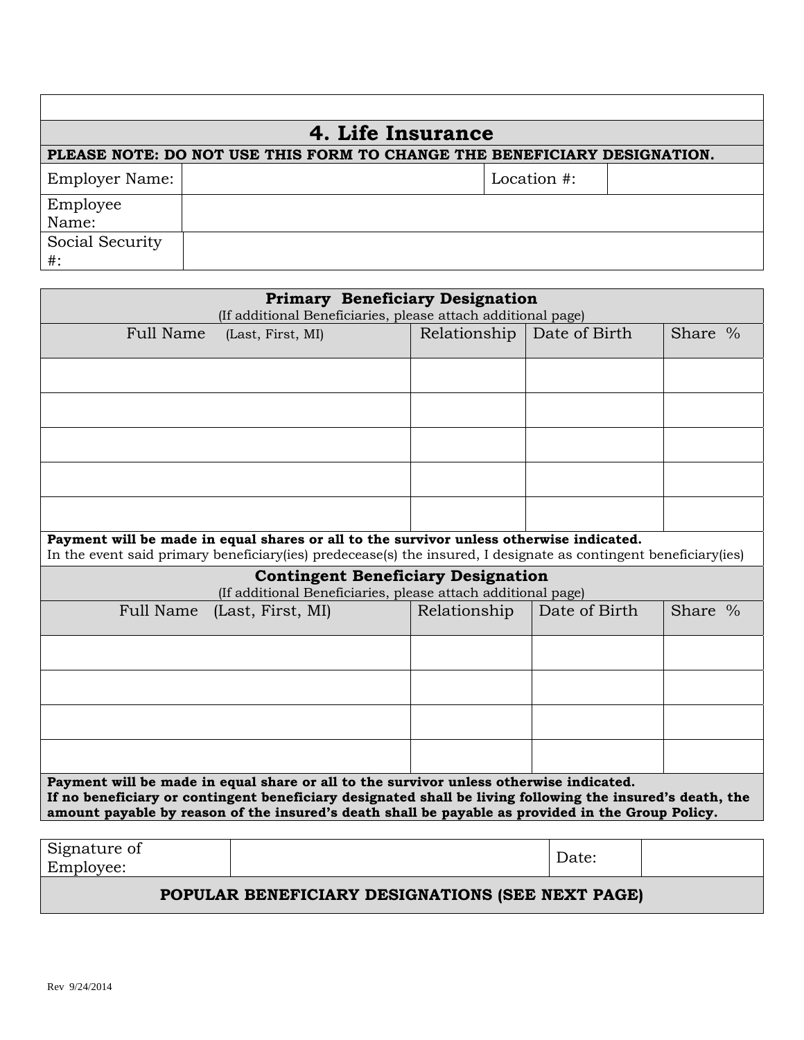# 4. Life Insurance

**PLEASE NOTE: DO NOT USE THIS FORM TO CHANGE THE BENEFICIARY DESIGNATION.**

| Employer Name: | | Location #: | |
|---|---|---|---|
| Employee Name: | | | |
| Social Security #: | | | |

**Primary Beneficiary Designation**
(If additional Beneficiaries, please attach additional page)

| Full Name (Last, First, MI) | Relationship | Date of Birth | Share % |
|---|---|---|---|
| | | | |
| | | | |
| | | | |
| | | | |
| | | | |

**Payment will be made in equal shares or all to the survivor unless otherwise indicated.**
In the event said primary beneficiary(ies) predecease(s) the insured, I designate as contingent beneficiary(ies)

**Contingent Beneficiary Designation**
(If additional Beneficiaries, please attach additional page)

| Full Name (Last, First, MI) | Relationship | Date of Birth | Share % |
|---|---|---|---|
| | | | |
| | | | |
| | | | |
| | | | |

**Payment will be made in equal share or all to the survivor unless otherwise indicated.**
**If no beneficiary or contingent beneficiary designated shall be living following the insured's death, the amount payable by reason of the insured's death shall be payable as provided in the Group Policy.**

| Signature of Employee: | | Date: | |
|---|---|---|---|

**POPULAR BENEFICIARY DESIGNATIONS (SEE NEXT PAGE)**

Rev 9/24/2014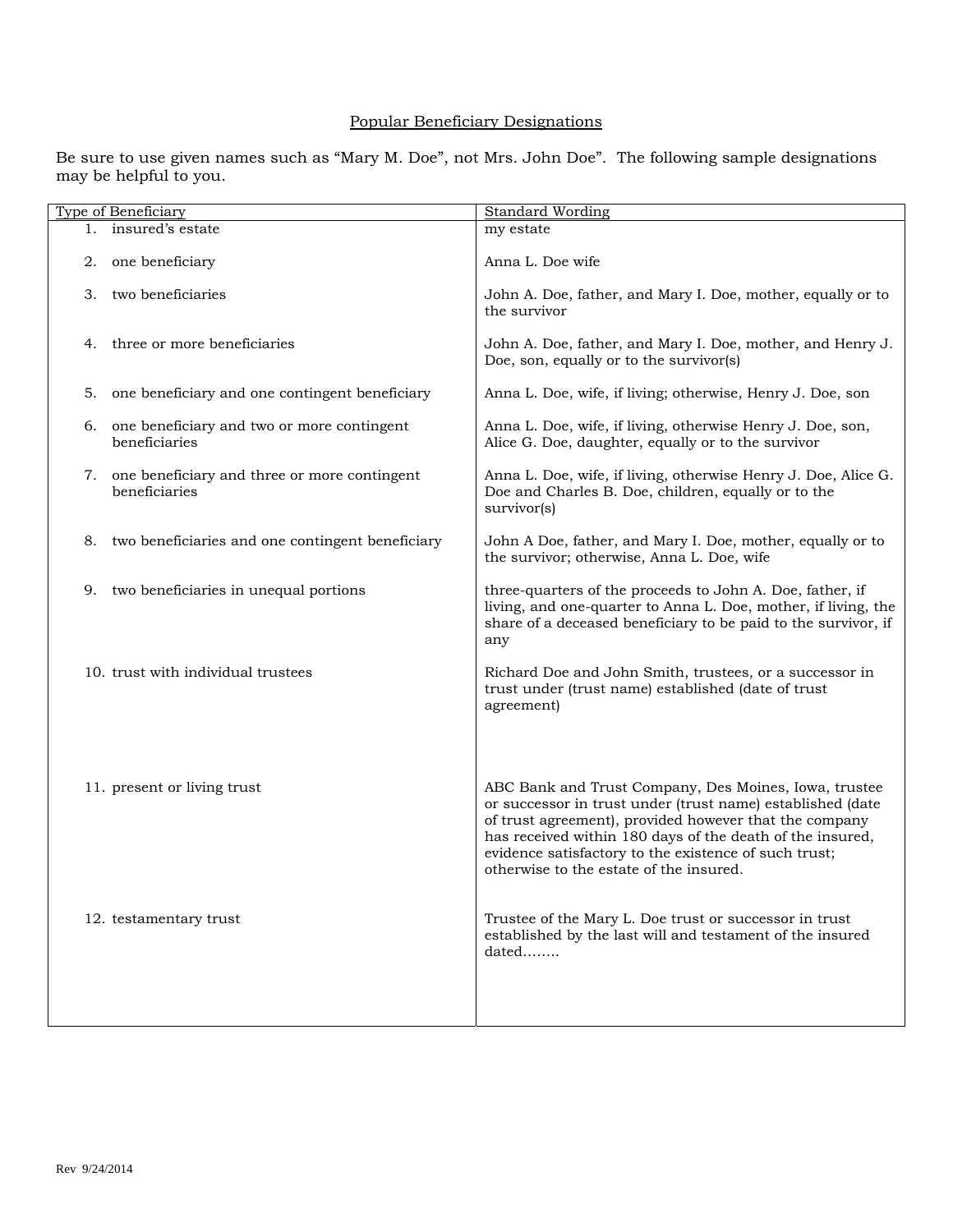## Popular Beneficiary Designations

Be sure to use given names such as "Mary M. Doe", not Mrs. John Doe". The following sample designations may be helpful to you.

| Type of Beneficiary | Standard Wording |
|---|---|
| 1. insured's estate | my estate |
| 2. one beneficiary | Anna L. Doe wife |
| 3. two beneficiaries | John A. Doe, father, and Mary I. Doe, mother, equally or to the survivor |
| 4. three or more beneficiaries | John A. Doe, father, and Mary I. Doe, mother, and Henry J. Doe, son, equally or to the survivor(s) |
| 5. one beneficiary and one contingent beneficiary | Anna L. Doe, wife, if living; otherwise, Henry J. Doe, son |
| 6. one beneficiary and two or more contingent beneficiaries | Anna L. Doe, wife, if living, otherwise Henry J. Doe, son, Alice G. Doe, daughter, equally or to the survivor |
| 7. one beneficiary and three or more contingent beneficiaries | Anna L. Doe, wife, if living, otherwise Henry J. Doe, Alice G. Doe and Charles B. Doe, children, equally or to the survivor(s) |
| 8. two beneficiaries and one contingent beneficiary | John A Doe, father, and Mary I. Doe, mother, equally or to the survivor; otherwise, Anna L. Doe, wife |
| 9. two beneficiaries in unequal portions | three-quarters of the proceeds to John A. Doe, father, if living, and one-quarter to Anna L. Doe, mother, if living, the share of a deceased beneficiary to be paid to the survivor, if any |
| 10. trust with individual trustees | Richard Doe and John Smith, trustees, or a successor in trust under (trust name) established (date of trust agreement) |
| 11. present or living trust | ABC Bank and Trust Company, Des Moines, Iowa, trustee or successor in trust under (trust name) established (date of trust agreement), provided however that the company has received within 180 days of the death of the insured, evidence satisfactory to the existence of such trust; otherwise to the estate of the insured. |
| 12. testamentary trust | Trustee of the Mary L. Doe trust or successor in trust established by the last will and testament of the insured dated........ |

Rev 9/24/2014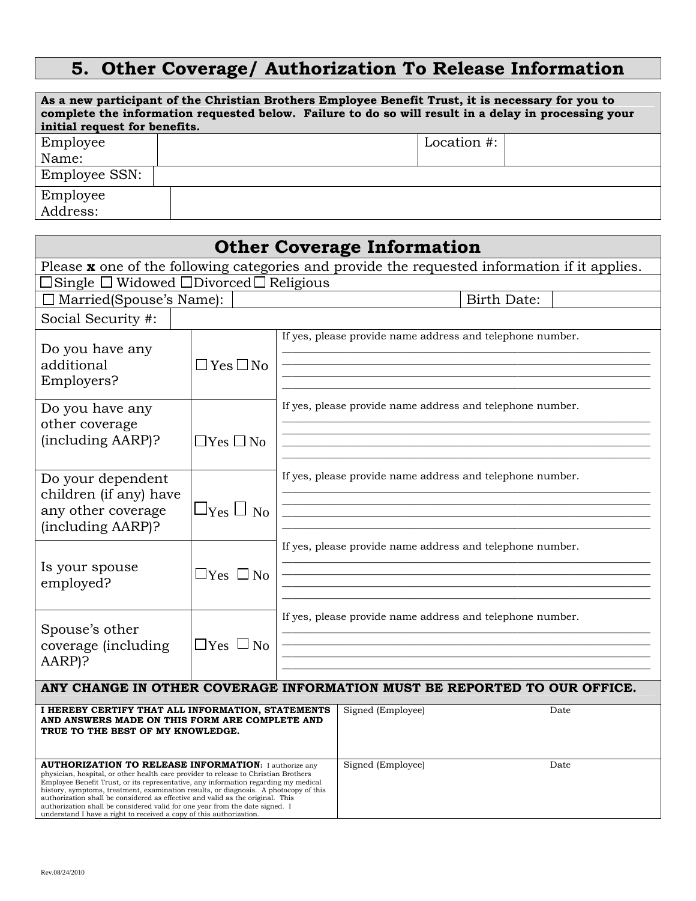# 5. Other Coverage/ Authorization To Release Information

| **As a new participant of the Christian Brothers Employee Benefit Trust, it is necessary for you to complete the information requested below. Failure to do so will result in a delay in processing your initial request for benefits.** | | | |
|---|---|---|---|
| Employee Name: | | Location #: | |
| Employee SSN: | | | |
| Employee Address: | | | |

## Other Coverage Information

Please **x** one of the following categories and provide the requested information if it applies.

☐ Single ☐ Widowed ☐ Divorced ☐ Religious

| ☐ Married(Spouse's Name): | | Birth Date: | |
|---|---|---|---|
| Social Security #: | | | |

| Question | Response | Details |
|---|---|---|
| Do you have any additional Employers? | ☐ Yes ☐ No | If yes, please provide name address and telephone number. |
| Do you have any other coverage (including AARP)? | ☐ Yes ☐ No | If yes, please provide name address and telephone number. |
| Do your dependent children (if any) have any other coverage (including AARP)? | ☐ Yes ☐ No | If yes, please provide name address and telephone number. |
| Is your spouse employed? | ☐ Yes ☐ No | If yes, please provide name address and telephone number. |
| Spouse's other coverage (including AARP)? | ☐ Yes ☐ No | If yes, please provide name address and telephone number. |

**ANY CHANGE IN OTHER COVERAGE INFORMATION MUST BE REPORTED TO OUR OFFICE.**

| | | |
|---|---|---|
| **I HEREBY CERTIFY THAT ALL INFORMATION, STATEMENTS AND ANSWERS MADE ON THIS FORM ARE COMPLETE AND TRUE TO THE BEST OF MY KNOWLEDGE.** | Signed (Employee) | Date |
| **AUTHORIZATION TO RELEASE INFORMATION**: I authorize any physician, hospital, or other health care provider to release to Christian Brothers Employee Benefit Trust, or its representative, any information regarding my medical history, symptoms, treatment, examination results, or diagnosis. A photocopy of this authorization shall be considered as effective and valid as the original. This authorization shall be considered valid for one year from the date signed. I understand I have a right to received a copy of this authorization. | Signed (Employee) | Date |

Rev.08/24/2010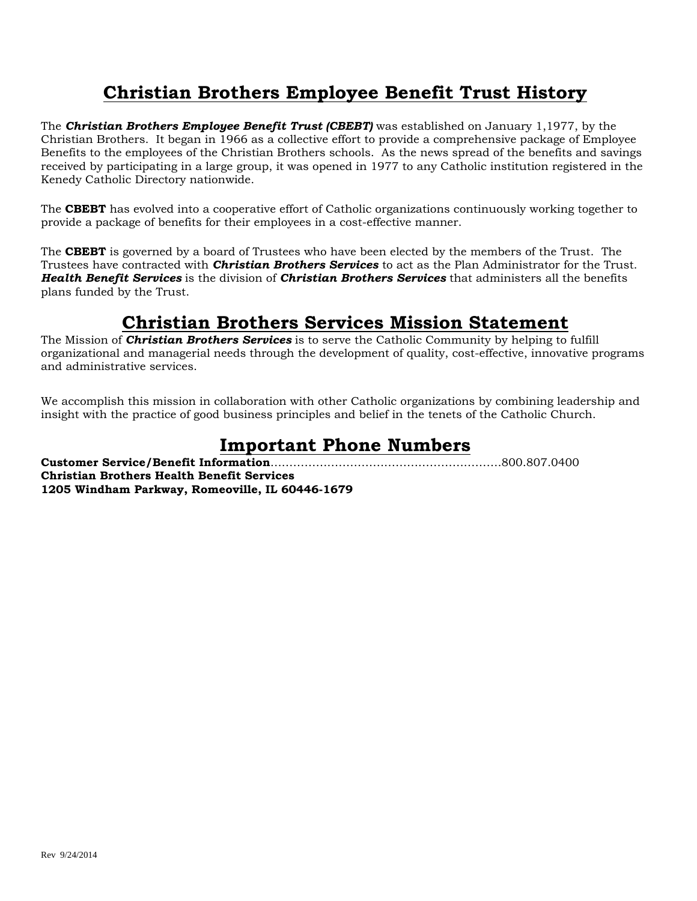## Christian Brothers Employee Benefit Trust History

The ***Christian Brothers Employee Benefit Trust (CBEBT)*** was established on January 1,1977, by the Christian Brothers. It began in 1966 as a collective effort to provide a comprehensive package of Employee Benefits to the employees of the Christian Brothers schools. As the news spread of the benefits and savings received by participating in a large group, it was opened in 1977 to any Catholic institution registered in the Kenedy Catholic Directory nationwide.

The **CBEBT** has evolved into a cooperative effort of Catholic organizations continuously working together to provide a package of benefits for their employees in a cost-effective manner.

The **CBEBT** is governed by a board of Trustees who have been elected by the members of the Trust. The Trustees have contracted with ***Christian Brothers Services*** to act as the Plan Administrator for the Trust. ***Health Benefit Services*** is the division of ***Christian Brothers Services*** that administers all the benefits plans funded by the Trust.

## Christian Brothers Services Mission Statement

The Mission of ***Christian Brothers Services*** is to serve the Catholic Community by helping to fulfill organizational and managerial needs through the development of quality, cost-effective, innovative programs and administrative services.

We accomplish this mission in collaboration with other Catholic organizations by combining leadership and insight with the practice of good business principles and belief in the tenets of the Catholic Church.

## Important Phone Numbers

**Customer Service/Benefit Information**..........................................................800.807.0400
**Christian Brothers Health Benefit Services**
**1205 Windham Parkway, Romeoville, IL 60446-1679**

Rev 9/24/2014